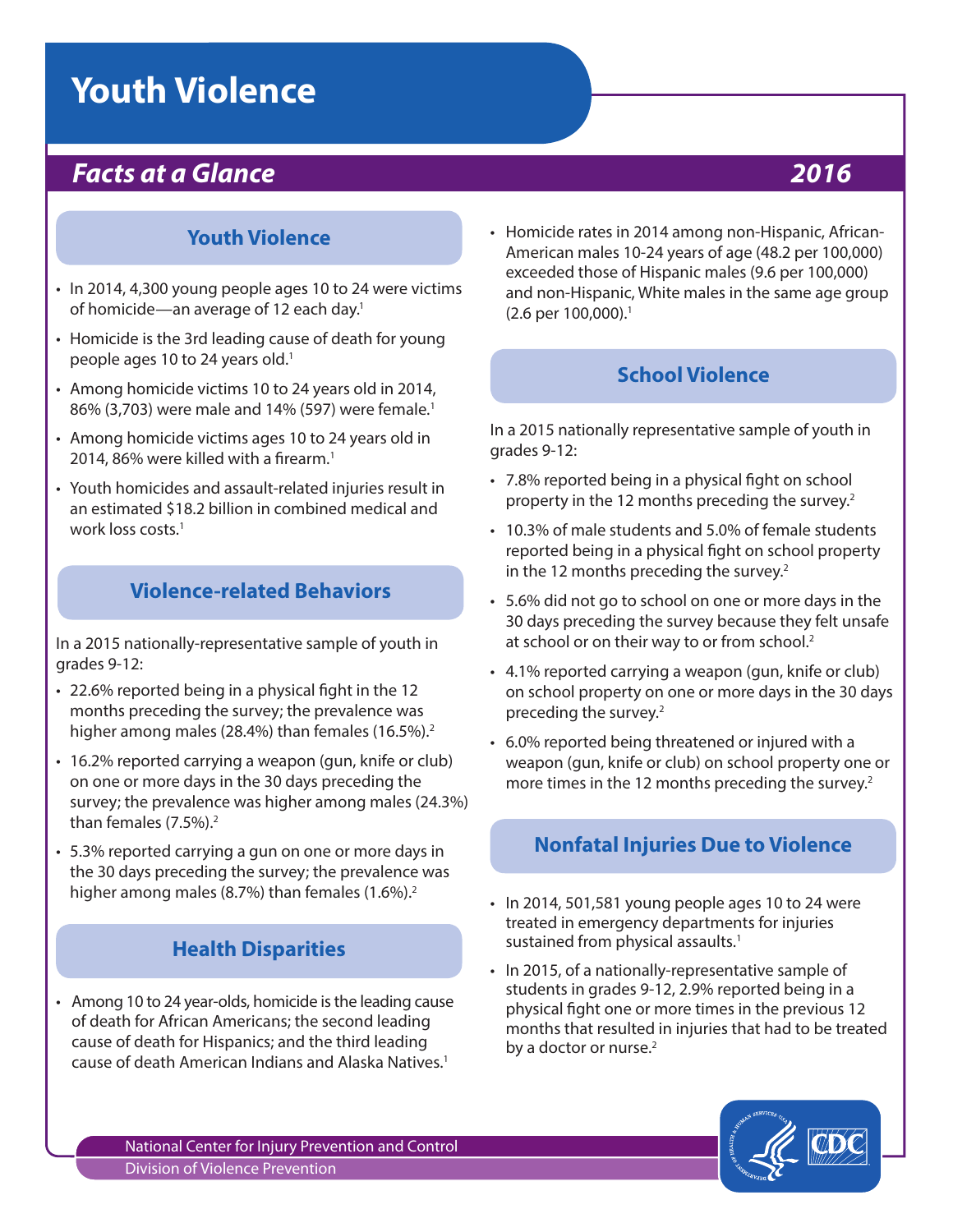# Youth Violence

## *Facts at a Glance* — *2016*

### Youth Violence

- In 2014, 4,300 young people ages 10 to 24 were victims of homicide—an average of 12 each day.[1]
- Homicide is the 3rd leading cause of death for young people ages 10 to 24 years old.[1]
- Among homicide victims 10 to 24 years old in 2014, 86% (3,703) were male and 14% (597) were female.[1]
- Among homicide victims ages 10 to 24 years old in 2014, 86% were killed with a firearm.[1]
- Youth homicides and assault-related injuries result in an estimated $18.2 billion in combined medical and work loss costs.[1]

### Violence-related Behaviors

In a 2015 nationally-representative sample of youth in grades 9-12:

- 22.6% reported being in a physical fight in the 12 months preceding the survey; the prevalence was higher among males (28.4%) than females (16.5%).[2]
- 16.2% reported carrying a weapon (gun, knife or club) on one or more days in the 30 days preceding the survey; the prevalence was higher among males (24.3%) than females (7.5%).[2]
- 5.3% reported carrying a gun on one or more days in the 30 days preceding the survey; the prevalence was higher among males (8.7%) than females (1.6%).[2]

### Health Disparities

- Among 10 to 24 year-olds, homicide is the leading cause of death for African Americans; the second leading cause of death for Hispanics; and the third leading cause of death American Indians and Alaska Natives.[1]
- Homicide rates in 2014 among non-Hispanic, African-American males 10-24 years of age (48.2 per 100,000) exceeded those of Hispanic males (9.6 per 100,000) and non-Hispanic, White males in the same age group (2.6 per 100,000).[1]

### School Violence

In a 2015 nationally representative sample of youth in grades 9-12:

- 7.8% reported being in a physical fight on school property in the 12 months preceding the survey.[2]
- 10.3% of male students and 5.0% of female students reported being in a physical fight on school property in the 12 months preceding the survey.[2]
- 5.6% did not go to school on one or more days in the 30 days preceding the survey because they felt unsafe at school or on their way to or from school.[2]
- 4.1% reported carrying a weapon (gun, knife or club) on school property on one or more days in the 30 days preceding the survey.[2]
- 6.0% reported being threatened or injured with a weapon (gun, knife or club) on school property one or more times in the 12 months preceding the survey.[2]

### Nonfatal Injuries Due to Violence

- In 2014, 501,581 young people ages 10 to 24 were treated in emergency departments for injuries sustained from physical assaults.[1]
- In 2015, of a nationally-representative sample of students in grades 9-12, 2.9% reported being in a physical fight one or more times in the previous 12 months that resulted in injuries that had to be treated by a doctor or nurse.[2]

National Center for Injury Prevention and Control
Division of Violence Prevention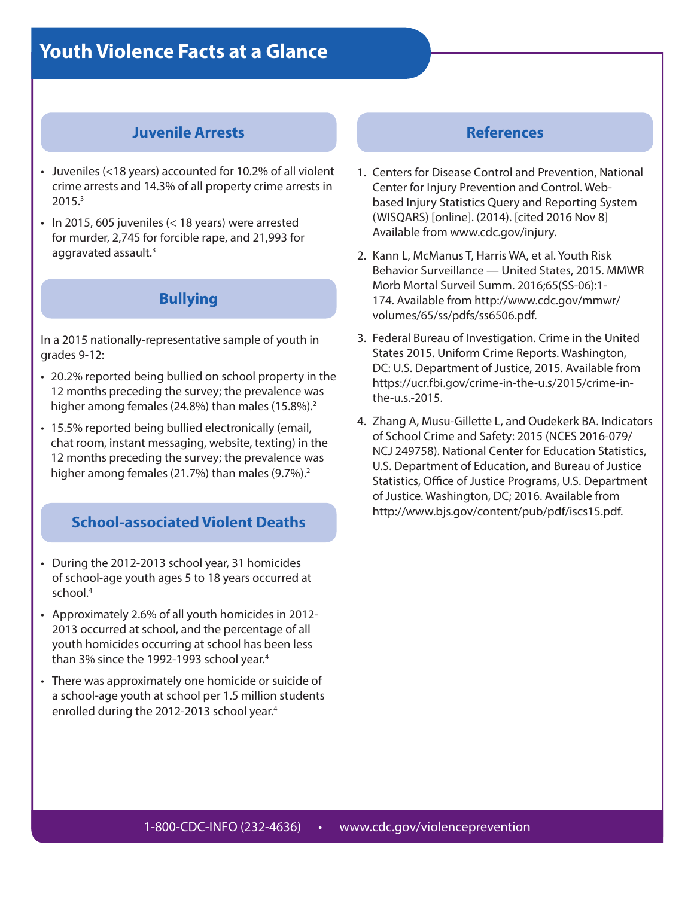# Youth Violence Facts at a Glance

## Juvenile Arrests

- Juveniles (<18 years) accounted for 10.2% of all violent crime arrests and 14.3% of all property crime arrests in 2015.[3]
- In 2015, 605 juveniles (< 18 years) were arrested for murder, 2,745 for forcible rape, and 21,993 for aggravated assault.[3]

## Bullying

In a 2015 nationally-representative sample of youth in grades 9-12:

- 20.2% reported being bullied on school property in the 12 months preceding the survey; the prevalence was higher among females (24.8%) than males (15.8%).[2]
- 15.5% reported being bullied electronically (email, chat room, instant messaging, website, texting) in the 12 months preceding the survey; the prevalence was higher among females (21.7%) than males (9.7%).[2]

## School-associated Violent Deaths

- During the 2012-2013 school year, 31 homicides of school-age youth ages 5 to 18 years occurred at school.[4]
- Approximately 2.6% of all youth homicides in 2012-2013 occurred at school, and the percentage of all youth homicides occurring at school has been less than 3% since the 1992-1993 school year.[4]
- There was approximately one homicide or suicide of a school-age youth at school per 1.5 million students enrolled during the 2012-2013 school year.[4]

## References

1. Centers for Disease Control and Prevention, National Center for Injury Prevention and Control. Web-based Injury Statistics Query and Reporting System (WISQARS) [online]. (2014). [cited 2016 Nov 8] Available from www.cdc.gov/injury.
2. Kann L, McManus T, Harris WA, et al. Youth Risk Behavior Surveillance — United States, 2015. MMWR Morb Mortal Surveil Summ. 2016;65(SS-06):1-174. Available from http://www.cdc.gov/mmwr/volumes/65/ss/pdfs/ss6506.pdf.
3. Federal Bureau of Investigation. Crime in the United States 2015. Uniform Crime Reports. Washington, DC: U.S. Department of Justice, 2015. Available from https://ucr.fbi.gov/crime-in-the-u.s/2015/crime-in-the-u.s.-2015.
4. Zhang A, Musu-Gillette L, and Oudekerk BA. Indicators of School Crime and Safety: 2015 (NCES 2016-079/NCJ 249758). National Center for Education Statistics, U.S. Department of Education, and Bureau of Justice Statistics, Office of Justice Programs, U.S. Department of Justice. Washington, DC; 2016. Available from http://www.bjs.gov/content/pub/pdf/iscs15.pdf.

1-800-CDC-INFO (232-4636) • www.cdc.gov/violenceprevention